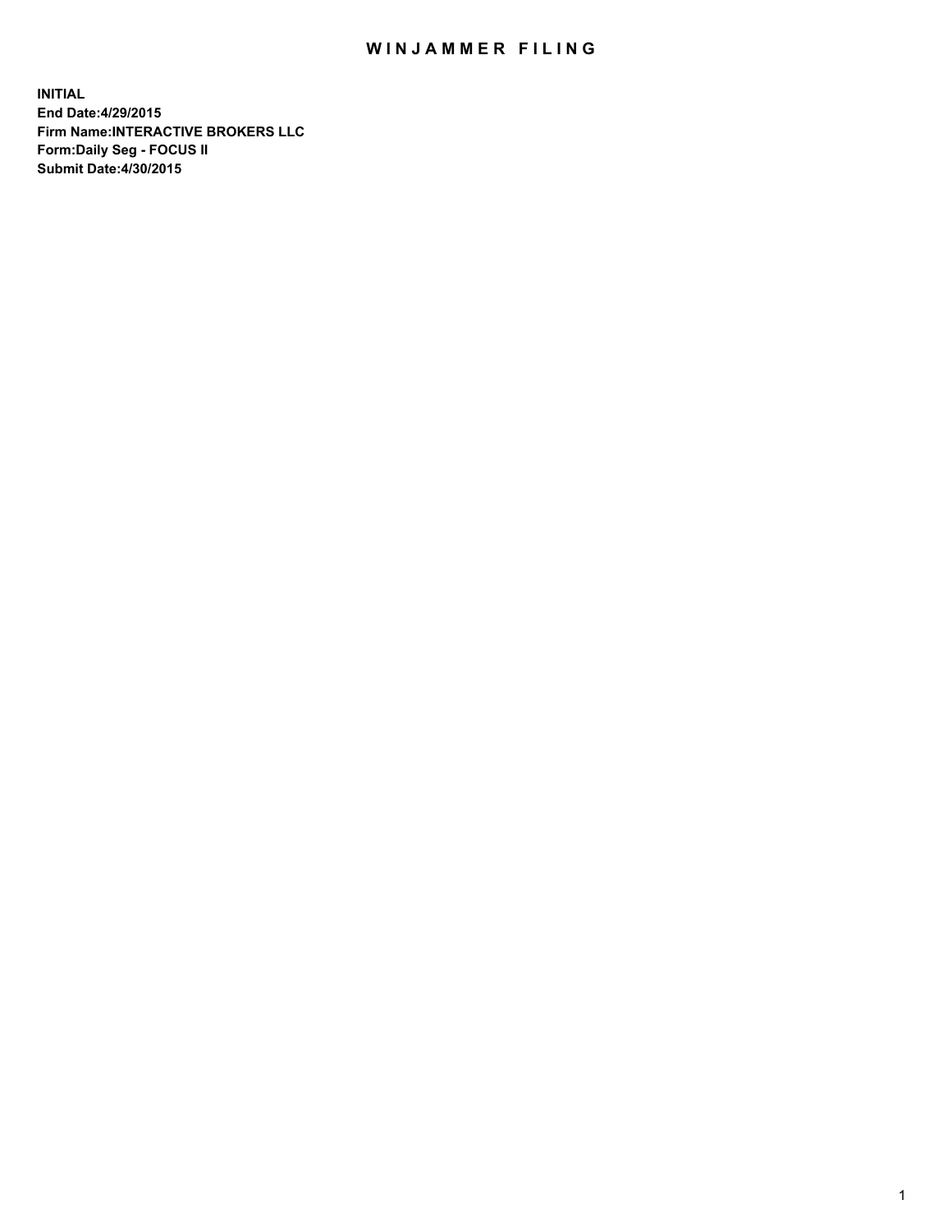# WINJAMMER FILING

**INITIAL**
**End Date:4/29/2015**
**Firm Name:INTERACTIVE BROKERS LLC**
**Form:Daily Seg - FOCUS II**
**Submit Date:4/30/2015**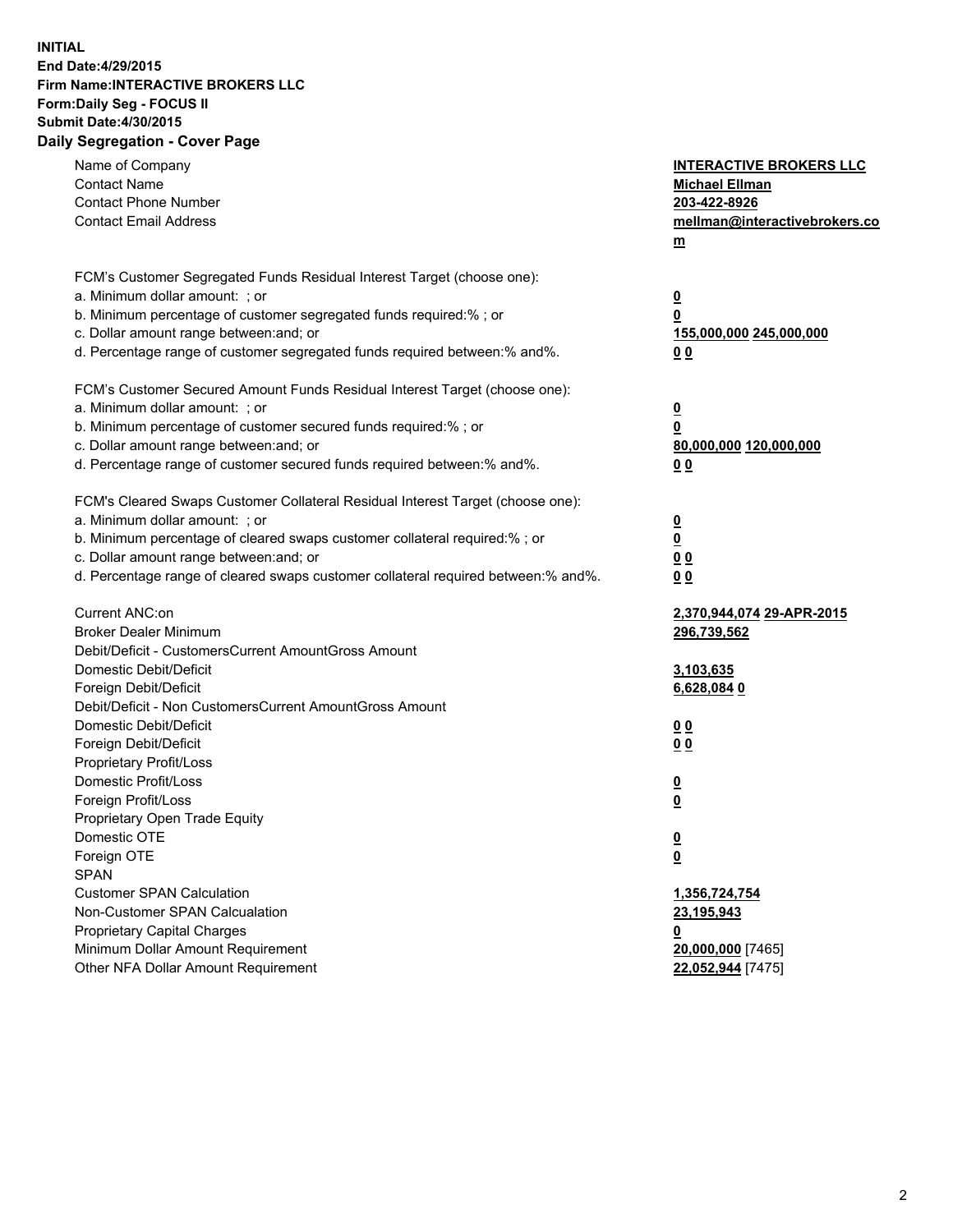**INITIAL**
**End Date:4/29/2015**
**Firm Name:INTERACTIVE BROKERS LLC**
**Form:Daily Seg - FOCUS II**
**Submit Date:4/30/2015**
**Daily Segregation - Cover Page**

| | |
|---|---|
| Name of Company | **INTERACTIVE BROKERS LLC** |
| Contact Name | **Michael Ellman** |
| Contact Phone Number | **203-422-8926** |
| Contact Email Address | **mellman@interactivebrokers.com** |
| | |
| FCM's Customer Segregated Funds Residual Interest Target (choose one): | |
| a. Minimum dollar amount: ; or | **0** |
| b. Minimum percentage of customer segregated funds required:% ; or | **0** |
| c. Dollar amount range between:and; or | **155,000,000 245,000,000** |
| d. Percentage range of customer segregated funds required between:% and%. | **0 0** |
| | |
| FCM's Customer Secured Amount Funds Residual Interest Target (choose one): | |
| a. Minimum dollar amount: ; or | **0** |
| b. Minimum percentage of customer secured funds required:% ; or | **0** |
| c. Dollar amount range between:and; or | **80,000,000 120,000,000** |
| d. Percentage range of customer secured funds required between:% and%. | **0 0** |
| | |
| FCM's Cleared Swaps Customer Collateral Residual Interest Target (choose one): | |
| a. Minimum dollar amount: ; or | **0** |
| b. Minimum percentage of cleared swaps customer collateral required:% ; or | **0** |
| c. Dollar amount range between:and; or | **0 0** |
| d. Percentage range of cleared swaps customer collateral required between:% and%. | **0 0** |
| | |
| Current ANC:on | **2,370,944,074 29-APR-2015** |
| Broker Dealer Minimum | **296,739,562** |
| Debit/Deficit - CustomersCurrent AmountGross Amount | |
| Domestic Debit/Deficit | **3,103,635** |
| Foreign Debit/Deficit | **6,628,084 0** |
| Debit/Deficit - Non CustomersCurrent AmountGross Amount | |
| Domestic Debit/Deficit | **0 0** |
| Foreign Debit/Deficit | **0 0** |
| Proprietary Profit/Loss | |
| Domestic Profit/Loss | **0** |
| Foreign Profit/Loss | **0** |
| Proprietary Open Trade Equity | |
| Domestic OTE | **0** |
| Foreign OTE | **0** |
| SPAN | |
| Customer SPAN Calculation | **1,356,724,754** |
| Non-Customer SPAN Calcualation | **23,195,943** |
| Proprietary Capital Charges | **0** |
| Minimum Dollar Amount Requirement | **20,000,000** [7465] |
| Other NFA Dollar Amount Requirement | **22,052,944** [7475] |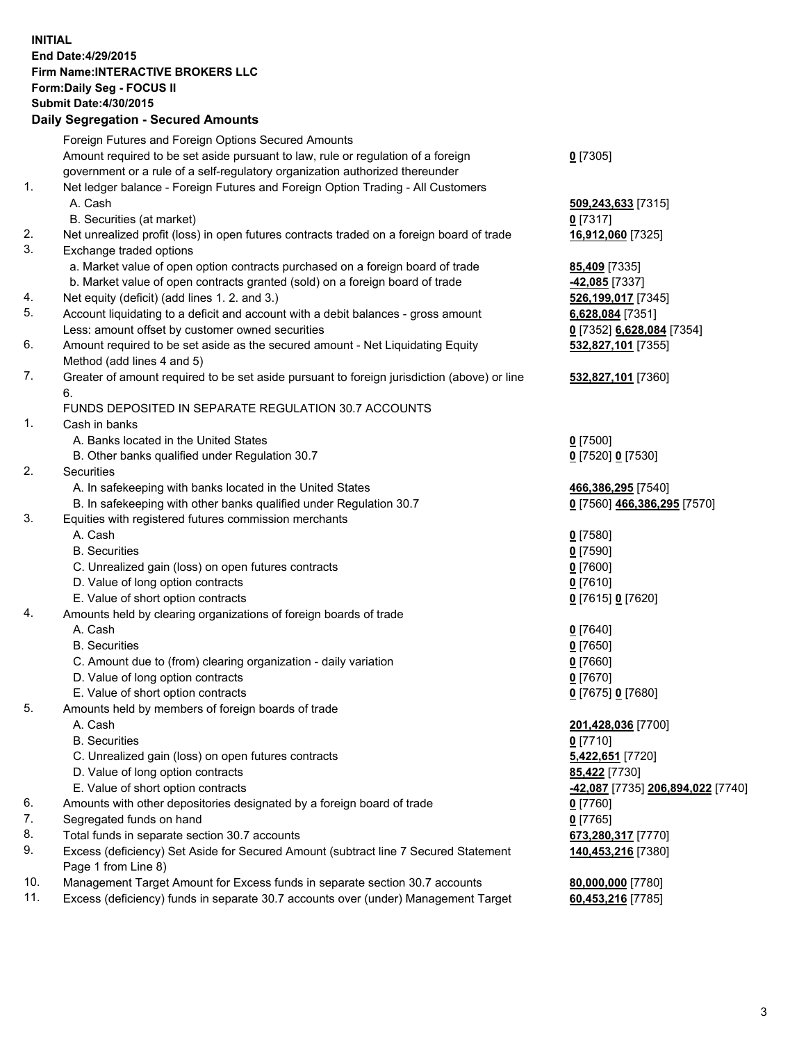**INITIAL**
**End Date:4/29/2015**
**Firm Name:INTERACTIVE BROKERS LLC**
**Form:Daily Seg - FOCUS II**
**Submit Date:4/30/2015**

**Daily Segregation - Secured Amounts**

| | | |
|---|---|---|
| | Foreign Futures and Foreign Options Secured Amounts | |
| | Amount required to be set aside pursuant to law, rule or regulation of a foreign government or a rule of a self-regulatory organization authorized thereunder | 0 [7305] |
| 1. | Net ledger balance - Foreign Futures and Foreign Option Trading - All Customers | |
| | A. Cash | 509,243,633 [7315] |
| | B. Securities (at market) | 0 [7317] |
| 2. | Net unrealized profit (loss) in open futures contracts traded on a foreign board of trade | 16,912,060 [7325] |
| 3. | Exchange traded options | |
| | a. Market value of open option contracts purchased on a foreign board of trade | 85,409 [7335] |
| | b. Market value of open contracts granted (sold) on a foreign board of trade | -42,085 [7337] |
| 4. | Net equity (deficit) (add lines 1. 2. and 3.) | 526,199,017 [7345] |
| 5. | Account liquidating to a deficit and account with a debit balances - gross amount | 6,628,084 [7351] |
| | Less: amount offset by customer owned securities | 0 [7352] 6,628,084 [7354] |
| 6. | Amount required to be set aside as the secured amount - Net Liquidating Equity Method (add lines 4 and 5) | 532,827,101 [7355] |
| 7. | Greater of amount required to be set aside pursuant to foreign jurisdiction (above) or line 6. | 532,827,101 [7360] |
| | FUNDS DEPOSITED IN SEPARATE REGULATION 30.7 ACCOUNTS | |
| 1. | Cash in banks | |
| | A. Banks located in the United States | 0 [7500] |
| | B. Other banks qualified under Regulation 30.7 | 0 [7520] 0 [7530] |
| 2. | Securities | |
| | A. In safekeeping with banks located in the United States | 466,386,295 [7540] |
| | B. In safekeeping with other banks qualified under Regulation 30.7 | 0 [7560] 466,386,295 [7570] |
| 3. | Equities with registered futures commission merchants | |
| | A. Cash | 0 [7580] |
| | B. Securities | 0 [7590] |
| | C. Unrealized gain (loss) on open futures contracts | 0 [7600] |
| | D. Value of long option contracts | 0 [7610] |
| | E. Value of short option contracts | 0 [7615] 0 [7620] |
| 4. | Amounts held by clearing organizations of foreign boards of trade | |
| | A. Cash | 0 [7640] |
| | B. Securities | 0 [7650] |
| | C. Amount due to (from) clearing organization - daily variation | 0 [7660] |
| | D. Value of long option contracts | 0 [7670] |
| | E. Value of short option contracts | 0 [7675] 0 [7680] |
| 5. | Amounts held by members of foreign boards of trade | |
| | A. Cash | 201,428,036 [7700] |
| | B. Securities | 0 [7710] |
| | C. Unrealized gain (loss) on open futures contracts | 5,422,651 [7720] |
| | D. Value of long option contracts | 85,422 [7730] |
| | E. Value of short option contracts | -42,087 [7735] 206,894,022 [7740] |
| 6. | Amounts with other depositories designated by a foreign board of trade | 0 [7760] |
| 7. | Segregated funds on hand | 0 [7765] |
| 8. | Total funds in separate section 30.7 accounts | 673,280,317 [7770] |
| 9. | Excess (deficiency) Set Aside for Secured Amount (subtract line 7 Secured Statement Page 1 from Line 8) | 140,453,216 [7380] |
| 10. | Management Target Amount for Excess funds in separate section 30.7 accounts | 80,000,000 [7780] |
| 11. | Excess (deficiency) funds in separate 30.7 accounts over (under) Management Target | 60,453,216 [7785] |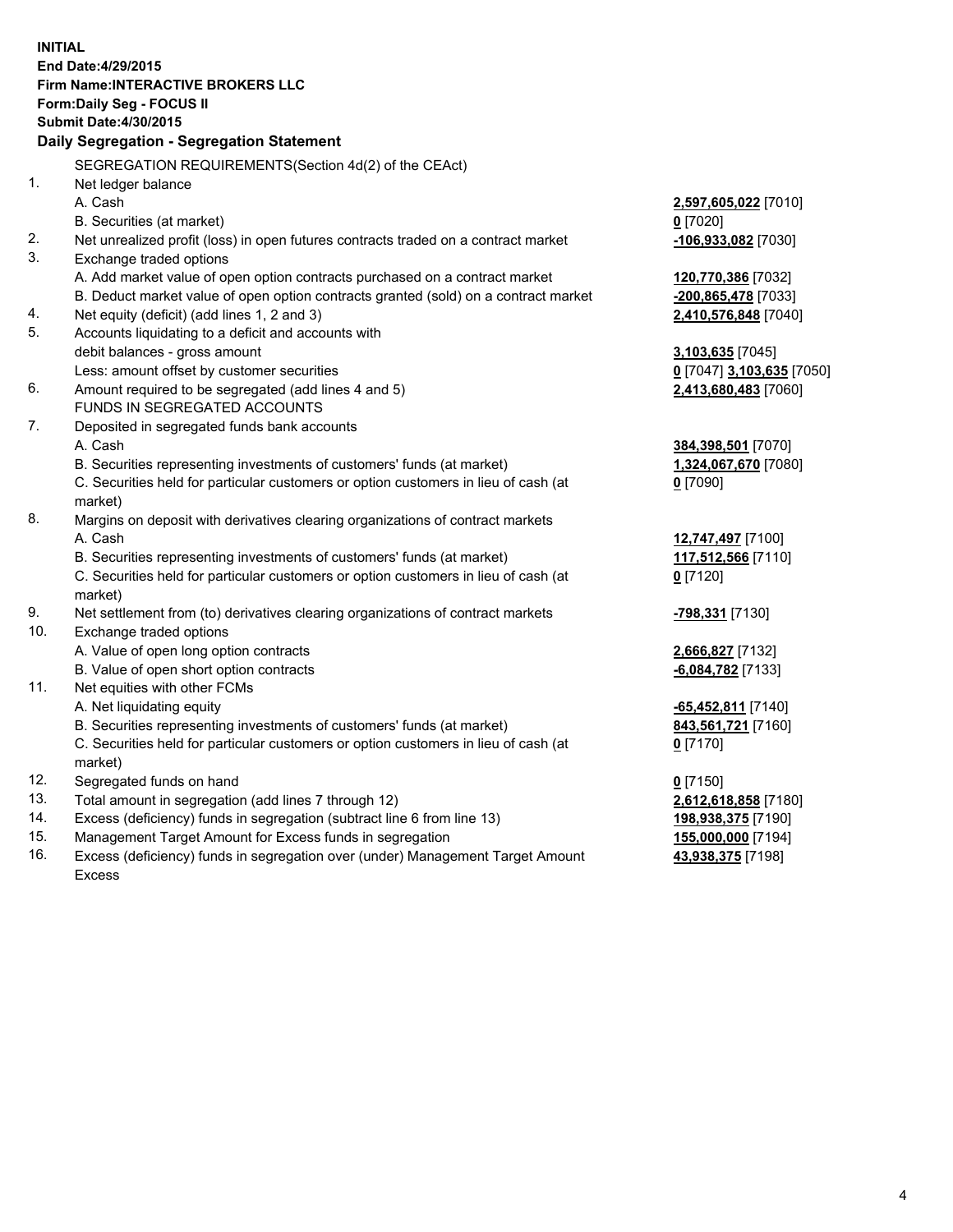**INITIAL**
**End Date:4/29/2015**
**Firm Name:INTERACTIVE BROKERS LLC**
**Form:Daily Seg - FOCUS II**
**Submit Date:4/30/2015**

### Daily Segregation - Segregation Statement

SEGREGATION REQUIREMENTS(Section 4d(2) of the CEAct)

| | | |
|---|---|---|
| 1. | Net ledger balance | |
| | A. Cash | **2,597,605,022** [7010] |
| | B. Securities (at market) | **0** [7020] |
| 2. | Net unrealized profit (loss) in open futures contracts traded on a contract market | **-106,933,082** [7030] |
| 3. | Exchange traded options | |
| | A. Add market value of open option contracts purchased on a contract market | **120,770,386** [7032] |
| | B. Deduct market value of open option contracts granted (sold) on a contract market | **-200,865,478** [7033] |
| 4. | Net equity (deficit) (add lines 1, 2 and 3) | **2,410,576,848** [7040] |
| 5. | Accounts liquidating to a deficit and accounts with | |
| | debit balances - gross amount | **3,103,635** [7045] |
| | Less: amount offset by customer securities | **0** [7047] **3,103,635** [7050] |
| 6. | Amount required to be segregated (add lines 4 and 5) | **2,413,680,483** [7060] |
| | FUNDS IN SEGREGATED ACCOUNTS | |
| 7. | Deposited in segregated funds bank accounts | |
| | A. Cash | **384,398,501** [7070] |
| | B. Securities representing investments of customers' funds (at market) | **1,324,067,670** [7080] |
| | C. Securities held for particular customers or option customers in lieu of cash (at market) | **0** [7090] |
| 8. | Margins on deposit with derivatives clearing organizations of contract markets | |
| | A. Cash | **12,747,497** [7100] |
| | B. Securities representing investments of customers' funds (at market) | **117,512,566** [7110] |
| | C. Securities held for particular customers or option customers in lieu of cash (at market) | **0** [7120] |
| 9. | Net settlement from (to) derivatives clearing organizations of contract markets | **-798,331** [7130] |
| 10. | Exchange traded options | |
| | A. Value of open long option contracts | **2,666,827** [7132] |
| | B. Value of open short option contracts | **-6,084,782** [7133] |
| 11. | Net equities with other FCMs | |
| | A. Net liquidating equity | **-65,452,811** [7140] |
| | B. Securities representing investments of customers' funds (at market) | **843,561,721** [7160] |
| | C. Securities held for particular customers or option customers in lieu of cash (at market) | **0** [7170] |
| 12. | Segregated funds on hand | **0** [7150] |
| 13. | Total amount in segregation (add lines 7 through 12) | **2,612,618,858** [7180] |
| 14. | Excess (deficiency) funds in segregation (subtract line 6 from line 13) | **198,938,375** [7190] |
| 15. | Management Target Amount for Excess funds in segregation | **155,000,000** [7194] |
| 16. | Excess (deficiency) funds in segregation over (under) Management Target Amount Excess | **43,938,375** [7198] |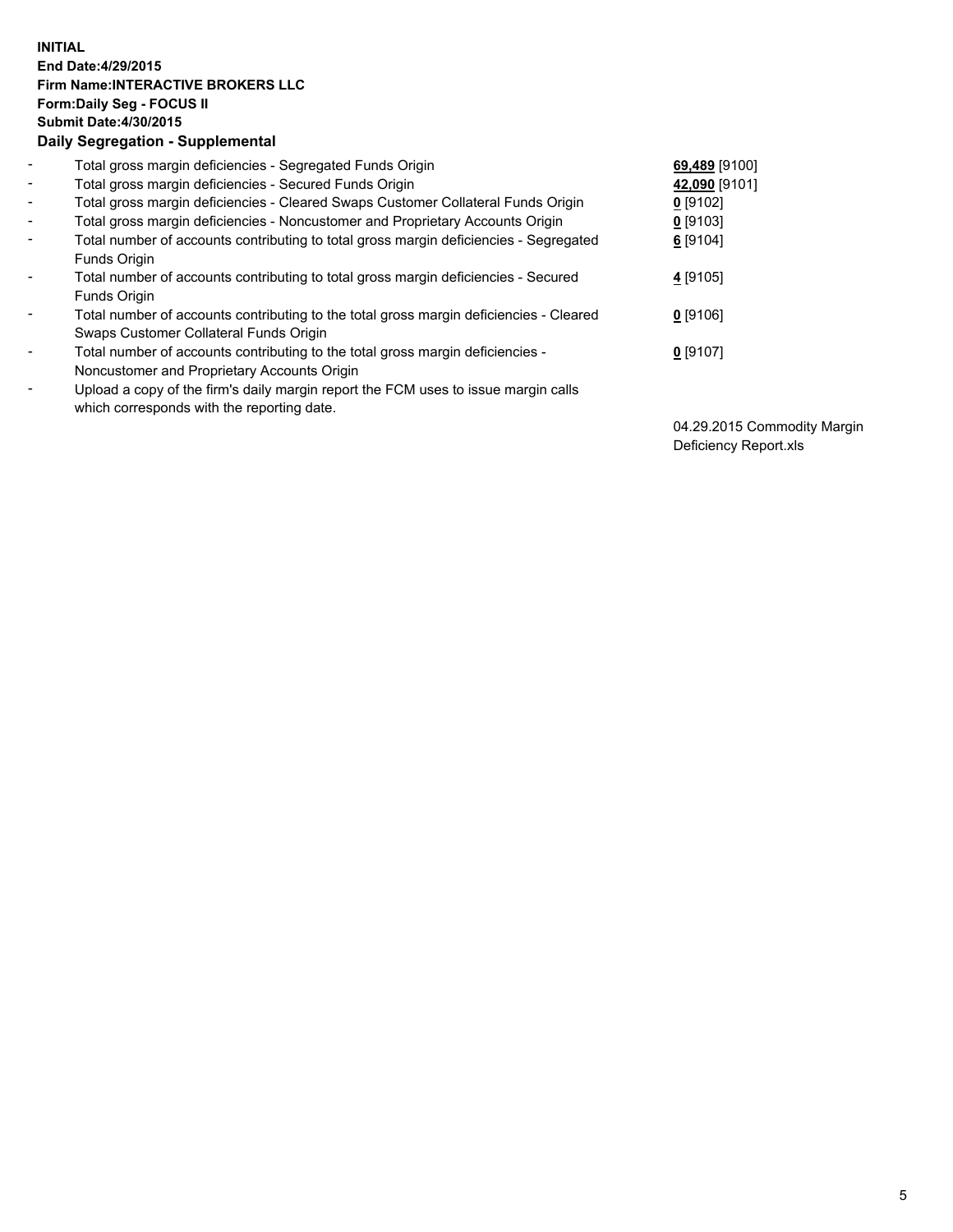**INITIAL**
**End Date:4/29/2015**
**Firm Name:INTERACTIVE BROKERS LLC**
**Form:Daily Seg - FOCUS II**
**Submit Date:4/30/2015**

**Daily Segregation - Supplemental**

| | | |
|---|---|---|
| - | Total gross margin deficiencies - Segregated Funds Origin | **69,489** [9100] |
| - | Total gross margin deficiencies - Secured Funds Origin | **42,090** [9101] |
| - | Total gross margin deficiencies - Cleared Swaps Customer Collateral Funds Origin | **0** [9102] |
| - | Total gross margin deficiencies - Noncustomer and Proprietary Accounts Origin | **0** [9103] |
| - | Total number of accounts contributing to total gross margin deficiencies - Segregated Funds Origin | **6** [9104] |
| - | Total number of accounts contributing to total gross margin deficiencies - Secured Funds Origin | **4** [9105] |
| - | Total number of accounts contributing to the total gross margin deficiencies - Cleared Swaps Customer Collateral Funds Origin | **0** [9106] |
| - | Total number of accounts contributing to the total gross margin deficiencies - Noncustomer and Proprietary Accounts Origin | **0** [9107] |
| - | Upload a copy of the firm's daily margin report the FCM uses to issue margin calls which corresponds with the reporting date. | 04.29.2015 Commodity Margin Deficiency Report.xls |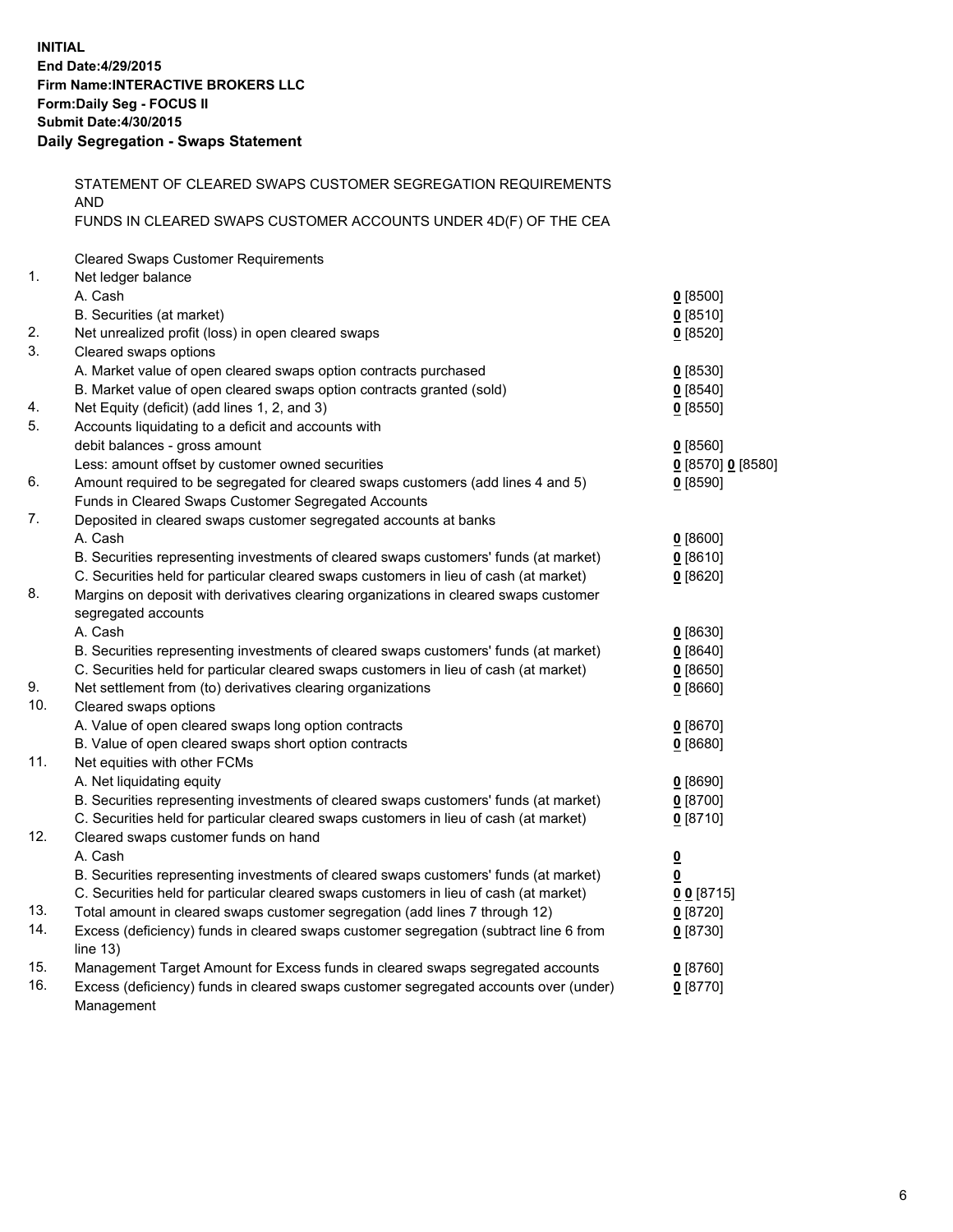**INITIAL**
**End Date:4/29/2015**
**Firm Name:INTERACTIVE BROKERS LLC**
**Form:Daily Seg - FOCUS II**
**Submit Date:4/30/2015**
**Daily Segregation - Swaps Statement**

STATEMENT OF CLEARED SWAPS CUSTOMER SEGREGATION REQUIREMENTS
AND
FUNDS IN CLEARED SWAPS CUSTOMER ACCOUNTS UNDER 4D(F) OF THE CEA

| | | |
|---|---|---|
| | Cleared Swaps Customer Requirements | |
| 1. | Net ledger balance | |
| | A. Cash | 0 [8500] |
| | B. Securities (at market) | 0 [8510] |
| 2. | Net unrealized profit (loss) in open cleared swaps | 0 [8520] |
| 3. | Cleared swaps options | |
| | A. Market value of open cleared swaps option contracts purchased | 0 [8530] |
| | B. Market value of open cleared swaps option contracts granted (sold) | 0 [8540] |
| 4. | Net Equity (deficit) (add lines 1, 2, and 3) | 0 [8550] |
| 5. | Accounts liquidating to a deficit and accounts with | |
| | debit balances - gross amount | 0 [8560] |
| | Less: amount offset by customer owned securities | 0 [8570] 0 [8580] |
| 6. | Amount required to be segregated for cleared swaps customers (add lines 4 and 5) | 0 [8590] |
| | Funds in Cleared Swaps Customer Segregated Accounts | |
| 7. | Deposited in cleared swaps customer segregated accounts at banks | |
| | A. Cash | 0 [8600] |
| | B. Securities representing investments of cleared swaps customers' funds (at market) | 0 [8610] |
| | C. Securities held for particular cleared swaps customers in lieu of cash (at market) | 0 [8620] |
| 8. | Margins on deposit with derivatives clearing organizations in cleared swaps customer segregated accounts | |
| | A. Cash | 0 [8630] |
| | B. Securities representing investments of cleared swaps customers' funds (at market) | 0 [8640] |
| | C. Securities held for particular cleared swaps customers in lieu of cash (at market) | 0 [8650] |
| 9. | Net settlement from (to) derivatives clearing organizations | 0 [8660] |
| 10. | Cleared swaps options | |
| | A. Value of open cleared swaps long option contracts | 0 [8670] |
| | B. Value of open cleared swaps short option contracts | 0 [8680] |
| 11. | Net equities with other FCMs | |
| | A. Net liquidating equity | 0 [8690] |
| | B. Securities representing investments of cleared swaps customers' funds (at market) | 0 [8700] |
| | C. Securities held for particular cleared swaps customers in lieu of cash (at market) | 0 [8710] |
| 12. | Cleared swaps customer funds on hand | |
| | A. Cash | 0 |
| | B. Securities representing investments of cleared swaps customers' funds (at market) | 0 |
| | C. Securities held for particular cleared swaps customers in lieu of cash (at market) | 0 0 [8715] |
| 13. | Total amount in cleared swaps customer segregation (add lines 7 through 12) | 0 [8720] |
| 14. | Excess (deficiency) funds in cleared swaps customer segregation (subtract line 6 from line 13) | 0 [8730] |
| 15. | Management Target Amount for Excess funds in cleared swaps segregated accounts | 0 [8760] |
| 16. | Excess (deficiency) funds in cleared swaps customer segregated accounts over (under) Management | 0 [8770] |